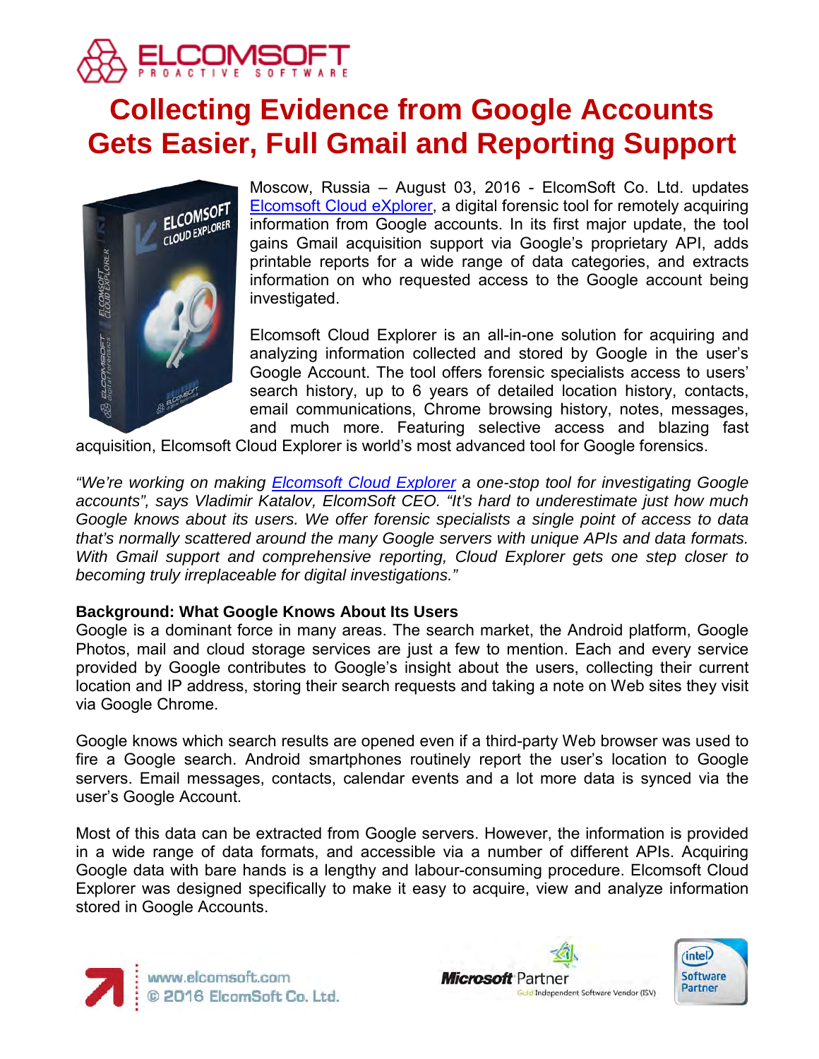# Collecting Evidence from Google Accounts Gets Easier, Full Gmail and Reporting Support

Moscow, Russia – August 03, 2016 - ElcomSoft Co. Ltd. updates [Elcomsoft Cloud eXplorer](), a digital forensic tool for remotely acquiring information from Google accounts. In its first major update, the tool gains Gmail acquisition support via Google's proprietary API, adds printable reports for a wide range of data categories, and extracts information on who requested access to the Google account being investigated.

Elcomsoft Cloud Explorer is an all-in-one solution for acquiring and analyzing information collected and stored by Google in the user's Google Account. The tool offers forensic specialists access to users' search history, up to 6 years of detailed location history, contacts, email communications, Chrome browsing history, notes, messages, and much more. Featuring selective access and blazing fast acquisition, Elcomsoft Cloud Explorer is world's most advanced tool for Google forensics.

*"We're working on making [Elcomsoft Cloud Explorer]() a one-stop tool for investigating Google accounts", says Vladimir Katalov, ElcomSoft CEO. "It's hard to underestimate just how much Google knows about its users. We offer forensic specialists a single point of access to data that's normally scattered around the many Google servers with unique APIs and data formats. With Gmail support and comprehensive reporting, Cloud Explorer gets one step closer to becoming truly irreplaceable for digital investigations."*

**Background: What Google Knows About Its Users**

Google is a dominant force in many areas. The search market, the Android platform, Google Photos, mail and cloud storage services are just a few to mention. Each and every service provided by Google contributes to Google's insight about the users, collecting their current location and IP address, storing their search requests and taking a note on Web sites they visit via Google Chrome.

Google knows which search results are opened even if a third-party Web browser was used to fire a Google search. Android smartphones routinely report the user's location to Google servers. Email messages, contacts, calendar events and a lot more data is synced via the user's Google Account.

Most of this data can be extracted from Google servers. However, the information is provided in a wide range of data formats, and accessible via a number of different APIs. Acquiring Google data with bare hands is a lengthy and labour-consuming procedure. Elcomsoft Cloud Explorer was designed specifically to make it easy to acquire, view and analyze information stored in Google Accounts.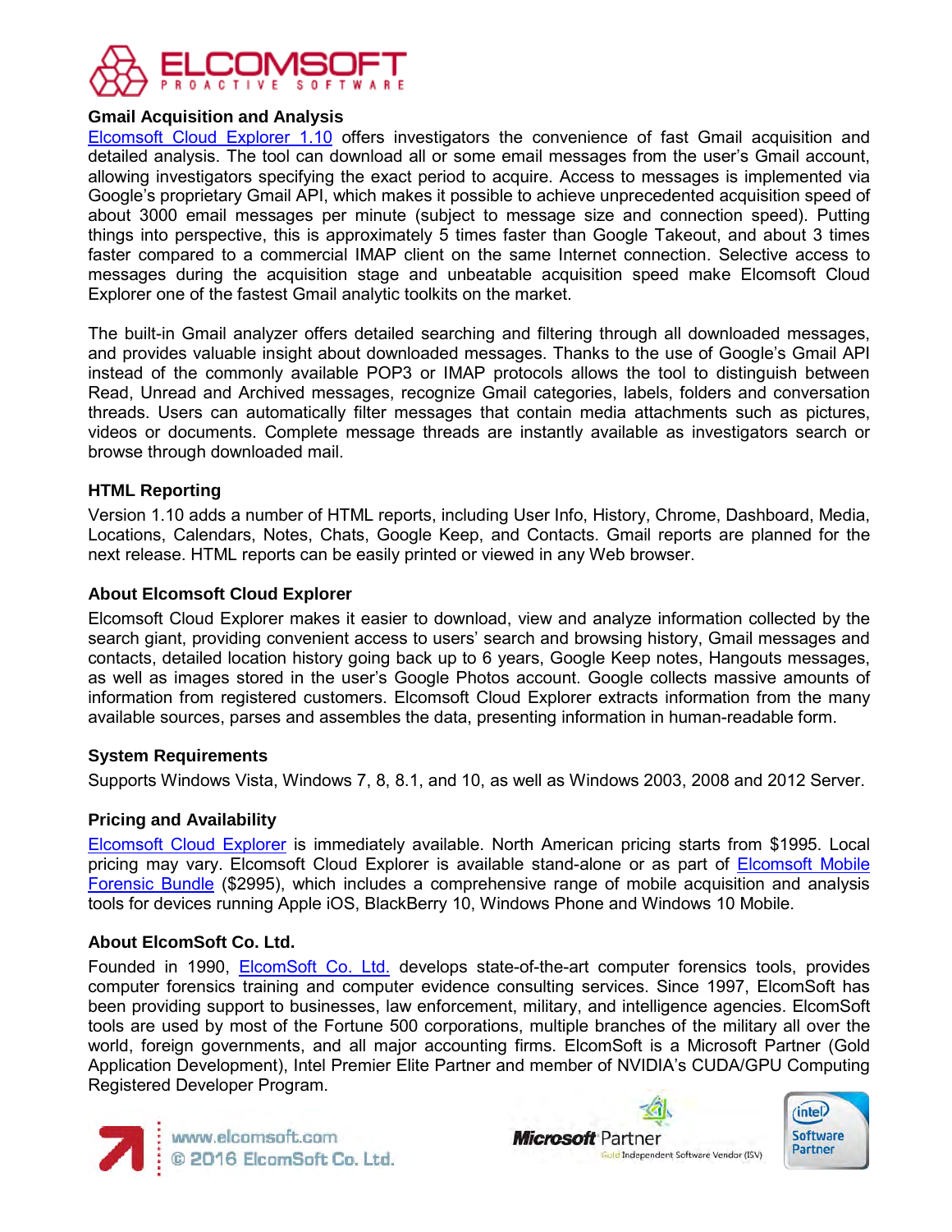### Gmail Acquisition and Analysis

Elcomsoft Cloud Explorer 1.10 offers investigators the convenience of fast Gmail acquisition and detailed analysis. The tool can download all or some email messages from the user's Gmail account, allowing investigators specifying the exact period to acquire. Access to messages is implemented via Google's proprietary Gmail API, which makes it possible to achieve unprecedented acquisition speed of about 3000 email messages per minute (subject to message size and connection speed). Putting things into perspective, this is approximately 5 times faster than Google Takeout, and about 3 times faster compared to a commercial IMAP client on the same Internet connection. Selective access to messages during the acquisition stage and unbeatable acquisition speed make Elcomsoft Cloud Explorer one of the fastest Gmail analytic toolkits on the market.

The built-in Gmail analyzer offers detailed searching and filtering through all downloaded messages, and provides valuable insight about downloaded messages. Thanks to the use of Google's Gmail API instead of the commonly available POP3 or IMAP protocols allows the tool to distinguish between Read, Unread and Archived messages, recognize Gmail categories, labels, folders and conversation threads. Users can automatically filter messages that contain media attachments such as pictures, videos or documents. Complete message threads are instantly available as investigators search or browse through downloaded mail.

### HTML Reporting

Version 1.10 adds a number of HTML reports, including User Info, History, Chrome, Dashboard, Media, Locations, Calendars, Notes, Chats, Google Keep, and Contacts. Gmail reports are planned for the next release. HTML reports can be easily printed or viewed in any Web browser.

### About Elcomsoft Cloud Explorer

Elcomsoft Cloud Explorer makes it easier to download, view and analyze information collected by the search giant, providing convenient access to users' search and browsing history, Gmail messages and contacts, detailed location history going back up to 6 years, Google Keep notes, Hangouts messages, as well as images stored in the user's Google Photos account. Google collects massive amounts of information from registered customers. Elcomsoft Cloud Explorer extracts information from the many available sources, parses and assembles the data, presenting information in human-readable form.

### System Requirements

Supports Windows Vista, Windows 7, 8, 8.1, and 10, as well as Windows 2003, 2008 and 2012 Server.

### Pricing and Availability

Elcomsoft Cloud Explorer is immediately available. North American pricing starts from $1995. Local pricing may vary. Elcomsoft Cloud Explorer is available stand-alone or as part of Elcomsoft Mobile Forensic Bundle ($2995), which includes a comprehensive range of mobile acquisition and analysis tools for devices running Apple iOS, BlackBerry 10, Windows Phone and Windows 10 Mobile.

### About ElcomSoft Co. Ltd.

Founded in 1990, ElcomSoft Co. Ltd. develops state-of-the-art computer forensics tools, provides computer forensics training and computer evidence consulting services. Since 1997, ElcomSoft has been providing support to businesses, law enforcement, military, and intelligence agencies. ElcomSoft tools are used by most of the Fortune 500 corporations, multiple branches of the military all over the world, foreign governments, and all major accounting firms. ElcomSoft is a Microsoft Partner (Gold Application Development), Intel Premier Elite Partner and member of NVIDIA's CUDA/GPU Computing Registered Developer Program.